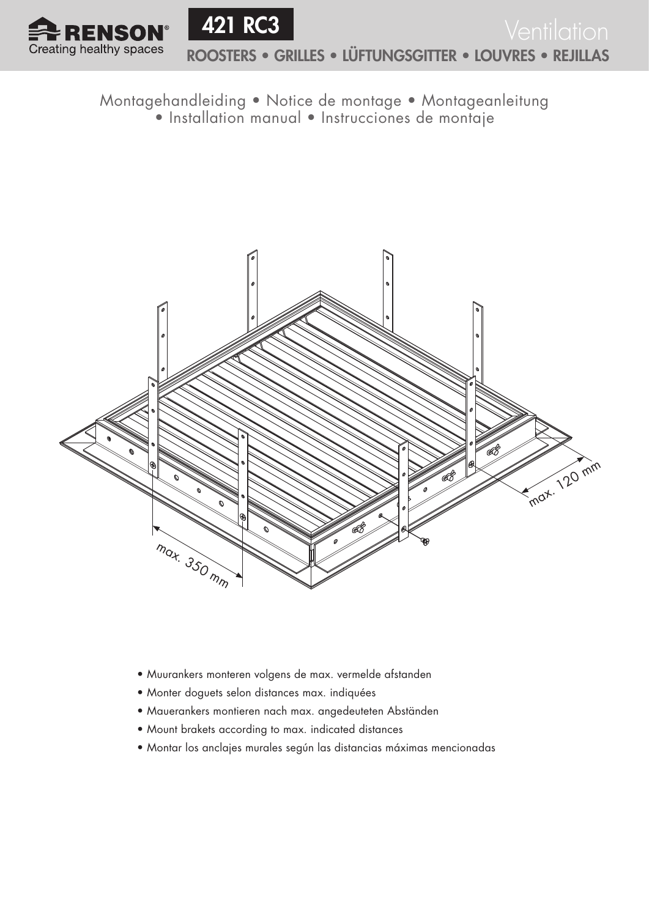# 421 RC3

## Ventilation

**ROOSTERS • GRILLES • LÜFTUNGSGITTER • LOUVRES • REJILLAS**

Montagehandleiding • Notice de montage • Montageanleitung • Installation manual • Instrucciones de montaje

max. 120 mm

max. 350 mm

- Muurankers monteren volgens de max. vermelde afstanden
- Monter doguets selon distances max. indiquées
- Mauerankers montieren nach max. angedeuteten Abständen
- Mount brakets according to max. indicated distances
- Montar los anclajes murales según las distancias máximas mencionadas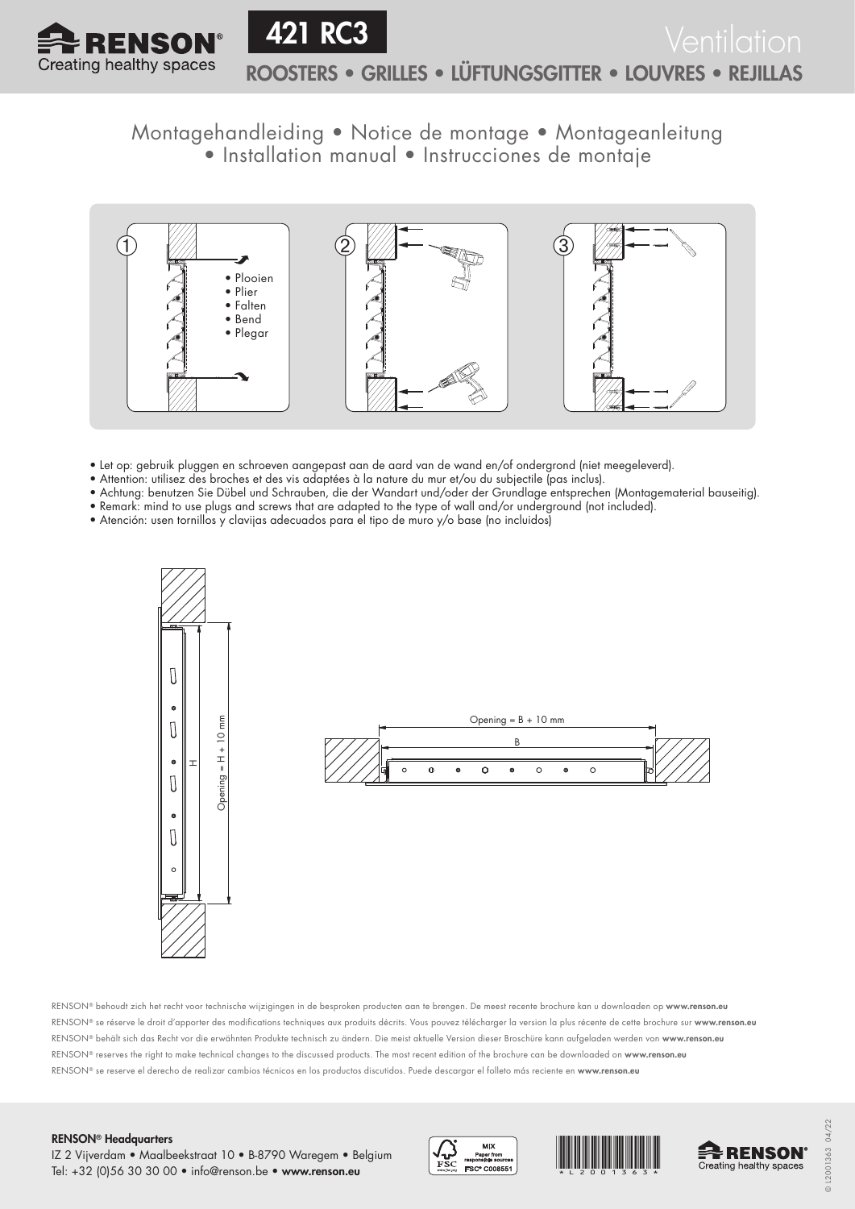# 421 RC3

Ventilation

## ROOSTERS • GRILLES • LÜFTUNGSGITTER • LOUVRES • REJILLAS

Montagehandleiding • Notice de montage • Montageanleitung • Installation manual • Instrucciones de montaje

1

- Plooien
- Plier
- Falten
- Bend
- Plegar

2

3

- Let op: gebruik pluggen en schroeven aangepast aan de aard van de wand en/of ondergrond (niet meegeleverd).
- Attention: utilisez des broches et des vis adaptées à la nature du mur et/ou du subjectile (pas inclus).
- Achtung: benutzen Sie Dübel und Schrauben, die der Wandart und/oder der Grundlage entsprechen (Montagematerial bauseitig).
- Remark: mind to use plugs and screws that are adapted to the type of wall and/or underground (not included).
- Atención: usen tornillos y clavijas adecuados para el tipo de muro y/o base (no incluidos)

H

Opening = H + 10 mm

Opening = B + 10 mm

B

RENSON® behoudt zich het recht voor technische wijzigingen in de besproken producten aan te brengen. De meest recente brochure kan u downloaden op **www.renson.eu**

RENSON® se réserve le droit d'apporter des modifications techniques aux produits décrits. Vous pouvez télécharger la version la plus récente de cette brochure sur **www.renson.eu**

RENSON® behält sich das Recht vor die erwähnten Produkte technisch zu ändern. Die meist aktuelle Version dieser Broschüre kann aufgeladen werden von **www.renson.eu**

RENSON® reserves the right to make technical changes to the discussed products. The most recent edition of the brochure can be downloaded on **www.renson.eu**

RENSON® se reserve el derecho de realizar cambios técnicos en los productos discutidos. Puede descargar el folleto más reciente en **www.renson.eu**

**RENSON® Headquarters**
IZ 2 Vijverdam • Maalbeekstraat 10 • B-8790 Waregem • Belgium
Tel: +32 (0)56 30 30 00 • info@renson.be • **www.renson.eu**

MIX Paper from responsible sources FSC® C008551

*L2001363*

© L2001363 04/22